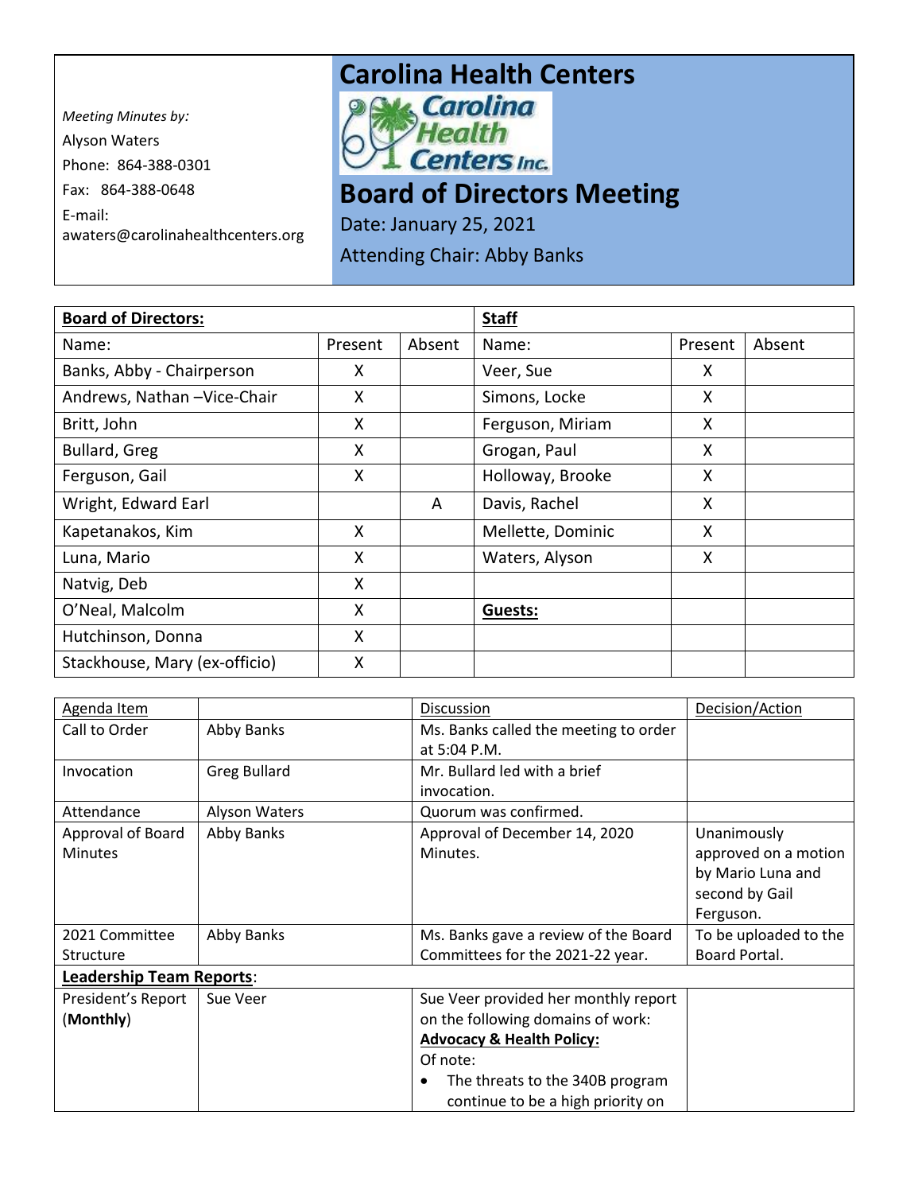Meeting Minutes by:
Alyson Waters
Phone: 864-388-0301
Fax: 864-388-0648
E-mail: awaters@carolinahealthcenters.org

# Carolina Health Centers

Carolina Health Centers Inc.

# Board of Directors Meeting

Date: January 25, 2021

Attending Chair: Abby Banks

| **Board of Directors:** | | | **Staff** | | |
|---|---|---|---|---|---|
| Name: | Present | Absent | Name: | Present | Absent |
| Banks, Abby - Chairperson | X | | Veer, Sue | X | |
| Andrews, Nathan –Vice-Chair | X | | Simons, Locke | X | |
| Britt, John | X | | Ferguson, Miriam | X | |
| Bullard, Greg | X | | Grogan, Paul | X | |
| Ferguson, Gail | X | | Holloway, Brooke | X | |
| Wright, Edward Earl | | A | Davis, Rachel | X | |
| Kapetanakos, Kim | X | | Mellette, Dominic | X | |
| Luna, Mario | X | | Waters, Alyson | X | |
| Natvig, Deb | X | | | | |
| O'Neal, Malcolm | X | | **Guests:** | | |
| Hutchinson, Donna | X | | | | |
| Stackhouse, Mary (ex-officio) | X | | | | |

| Agenda Item | | Discussion | Decision/Action |
|---|---|---|---|
| Call to Order | Abby Banks | Ms. Banks called the meeting to order at 5:04 P.M. | |
| Invocation | Greg Bullard | Mr. Bullard led with a brief invocation. | |
| Attendance | Alyson Waters | Quorum was confirmed. | |
| Approval of Board Minutes | Abby Banks | Approval of December 14, 2020 Minutes. | Unanimously approved on a motion by Mario Luna and second by Gail Ferguson. |
| 2021 Committee Structure | Abby Banks | Ms. Banks gave a review of the Board Committees for the 2021-22 year. | To be uploaded to the Board Portal. |
| **Leadership Team Reports**: | | | |
| President's Report (**Monthly**) | Sue Veer | Sue Veer provided her monthly report on the following domains of work:<br>**Advocacy & Health Policy:**<br>Of note:<br>• The threats to the 340B program continue to be a high priority on | |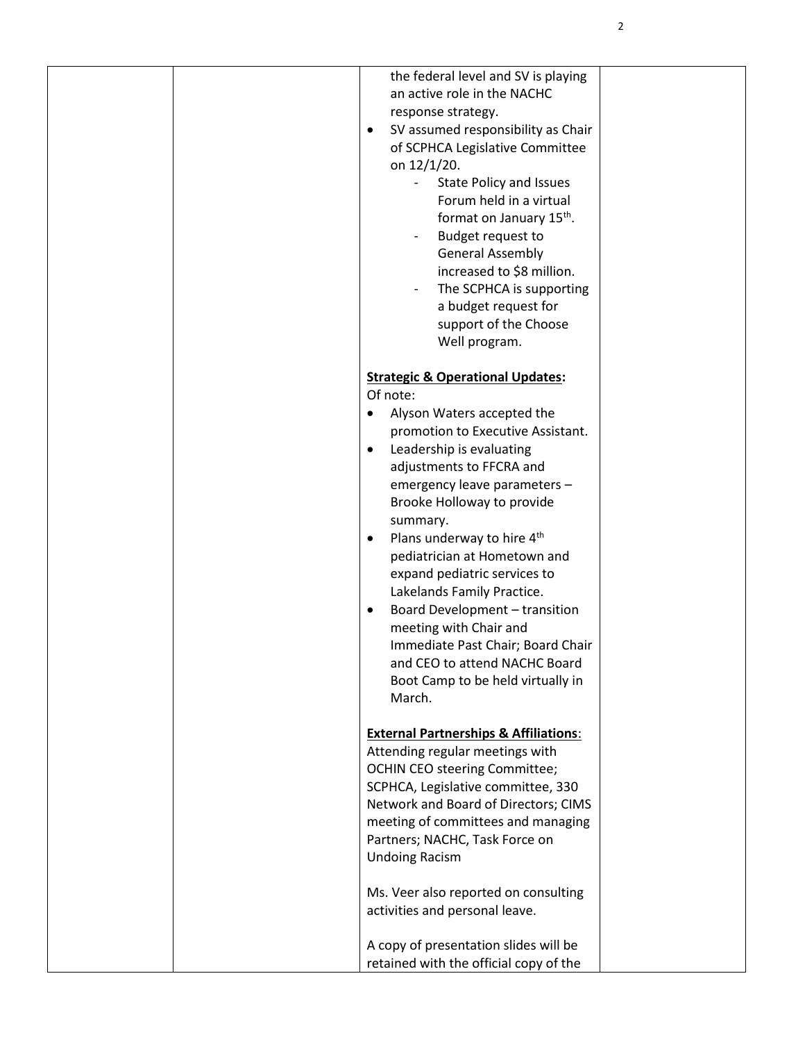| | | the federal level and SV is playing an active role in the NACHC response strategy.<br>• SV assumed responsibility as Chair of SCPHCA Legislative Committee on 12/1/20.<br>  - State Policy and Issues Forum held in a virtual format on January 15th.<br>  - Budget request to General Assembly increased to $8 million.<br>  - The SCPHCA is supporting a budget request for support of the Choose Well program.<br><br>**<u>Strategic & Operational Updates</u>:**<br>Of note:<br>• Alyson Waters accepted the promotion to Executive Assistant.<br>• Leadership is evaluating adjustments to FFCRA and emergency leave parameters – Brooke Holloway to provide summary.<br>• Plans underway to hire 4th pediatrician at Hometown and expand pediatric services to Lakelands Family Practice.<br>• Board Development – transition meeting with Chair and Immediate Past Chair; Board Chair and CEO to attend NACHC Board Boot Camp to be held virtually in March.<br><br>**<u>External Partnerships & Affiliations</u>**:<br>Attending regular meetings with OCHIN CEO steering Committee; SCPHCA, Legislative committee, 330 Network and Board of Directors; CIMS meeting of committees and managing Partners; NACHC, Task Force on Undoing Racism<br><br>Ms. Veer also reported on consulting activities and personal leave.<br><br>A copy of presentation slides will be retained with the official copy of the | |
|---|---|---|---|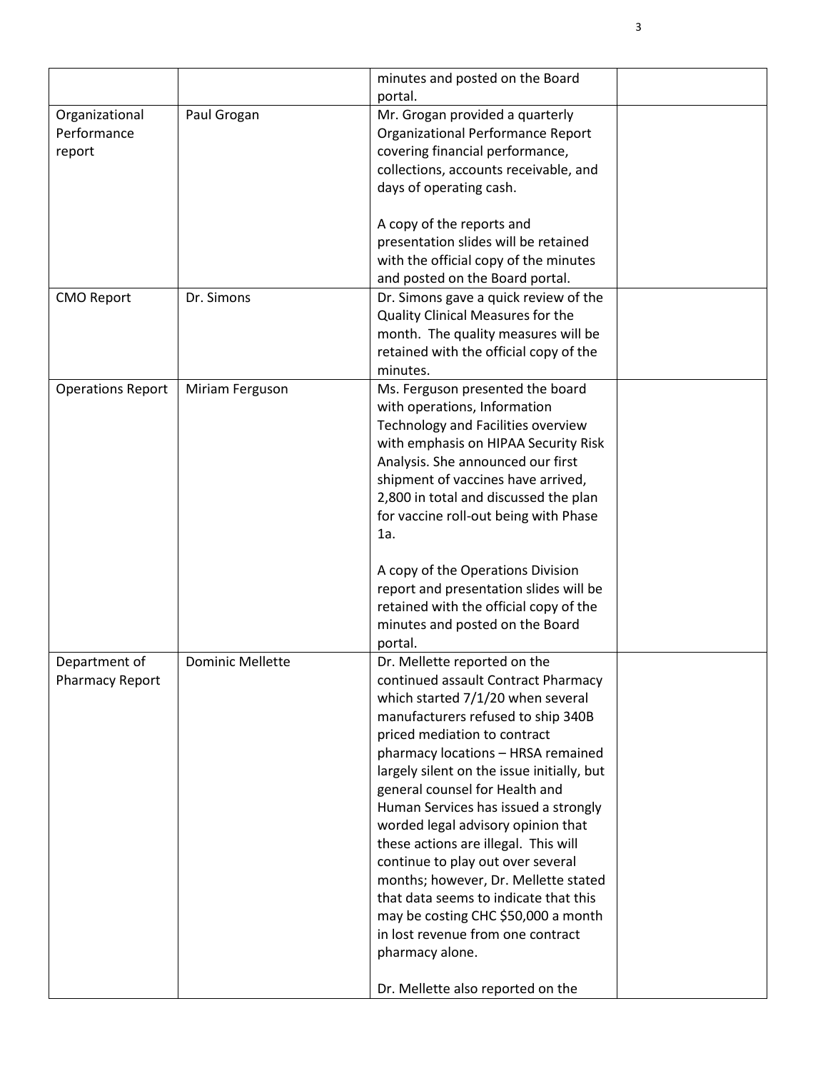| | | minutes and posted on the Board portal. | |
|---|---|---|---|
| Organizational Performance report | Paul Grogan | Mr. Grogan provided a quarterly Organizational Performance Report covering financial performance, collections, accounts receivable, and days of operating cash.<br><br>A copy of the reports and presentation slides will be retained with the official copy of the minutes and posted on the Board portal. | |
| CMO Report | Dr. Simons | Dr. Simons gave a quick review of the Quality Clinical Measures for the month. The quality measures will be retained with the official copy of the minutes. | |
| Operations Report | Miriam Ferguson | Ms. Ferguson presented the board with operations, Information Technology and Facilities overview with emphasis on HIPAA Security Risk Analysis. She announced our first shipment of vaccines have arrived, 2,800 in total and discussed the plan for vaccine roll-out being with Phase 1a.<br><br>A copy of the Operations Division report and presentation slides will be retained with the official copy of the minutes and posted on the Board portal. | |
| Department of Pharmacy Report | Dominic Mellette | Dr. Mellette reported on the continued assault Contract Pharmacy which started 7/1/20 when several manufacturers refused to ship 340B priced mediation to contract pharmacy locations – HRSA remained largely silent on the issue initially, but general counsel for Health and Human Services has issued a strongly worded legal advisory opinion that these actions are illegal. This will continue to play out over several months; however, Dr. Mellette stated that data seems to indicate that this may be costing CHC $50,000 a month in lost revenue from one contract pharmacy alone.<br><br>Dr. Mellette also reported on the | |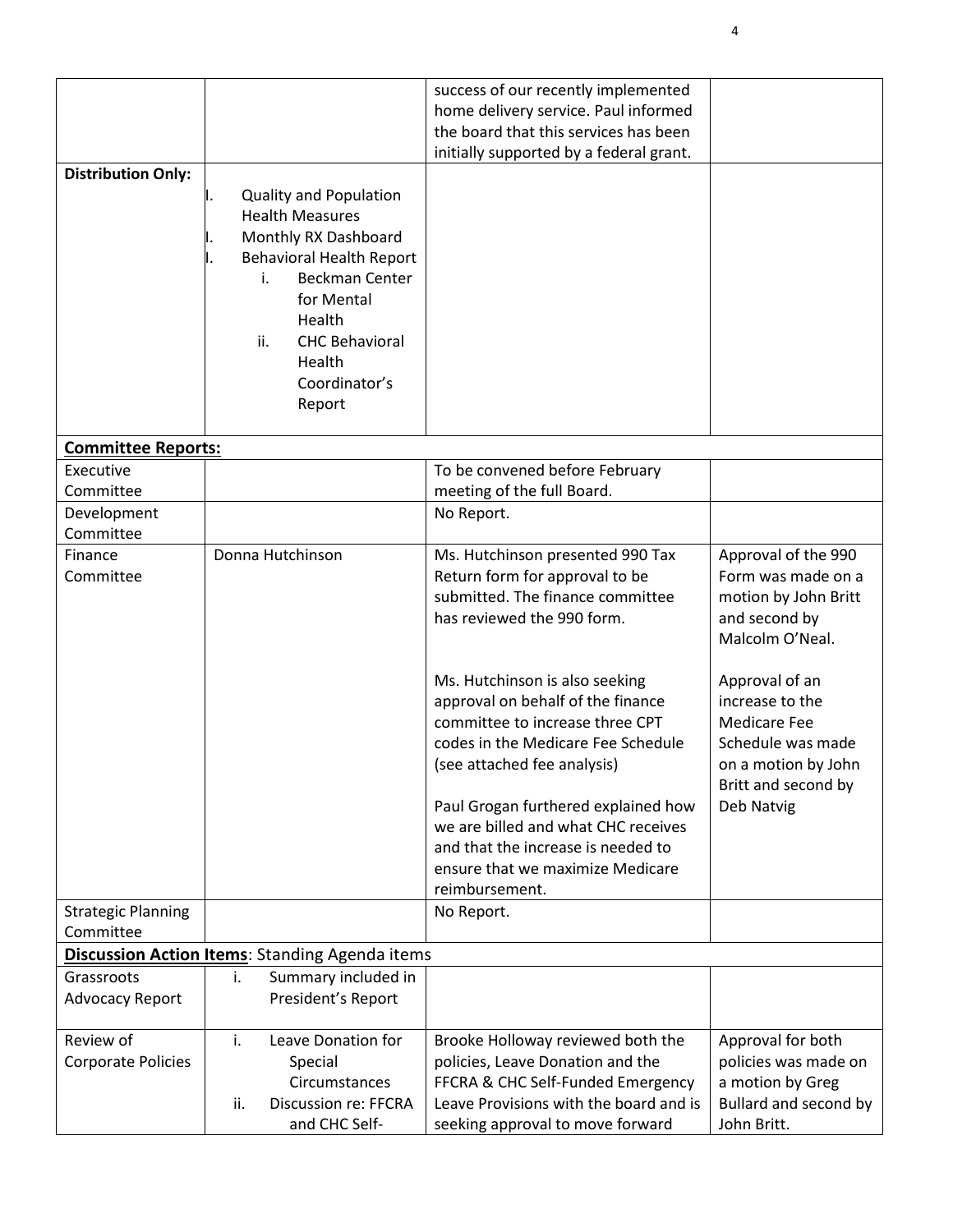| | | | |
|---|---|---|---|
| | | success of our recently implemented home delivery service. Paul informed the board that this services has been initially supported by a federal grant. | |
| **Distribution Only:** | I. Quality and Population Health Measures<br>I. Monthly RX Dashboard<br>I. Behavioral Health Report<br>i. Beckman Center for Mental Health<br>ii. CHC Behavioral Health Coordinator's Report | | |
| **Committee Reports:** | | | |
| Executive Committee | | To be convened before February meeting of the full Board. | |
| Development Committee | | No Report. | |
| Finance Committee | Donna Hutchinson | Ms. Hutchinson presented 990 Tax Return form for approval to be submitted. The finance committee has reviewed the 990 form.<br><br>Ms. Hutchinson is also seeking approval on behalf of the finance committee to increase three CPT codes in the Medicare Fee Schedule (see attached fee analysis)<br><br>Paul Grogan furthered explained how we are billed and what CHC receives and that the increase is needed to ensure that we maximize Medicare reimbursement. | Approval of the 990 Form was made on a motion by John Britt and second by Malcolm O'Neal.<br><br>Approval of an increase to the Medicare Fee Schedule was made on a motion by John Britt and second by Deb Natvig |
| Strategic Planning Committee | | No Report. | |
| **Discussion Action Items**: Standing Agenda items | | | |
| Grassroots Advocacy Report | i. Summary included in President's Report | | |
| Review of Corporate Policies | i. Leave Donation for Special Circumstances<br>ii. Discussion re: FFCRA and CHC Self- | Brooke Holloway reviewed both the policies, Leave Donation and the FFCRA & CHC Self-Funded Emergency Leave Provisions with the board and is seeking approval to move forward | Approval for both policies was made on a motion by Greg Bullard and second by John Britt. |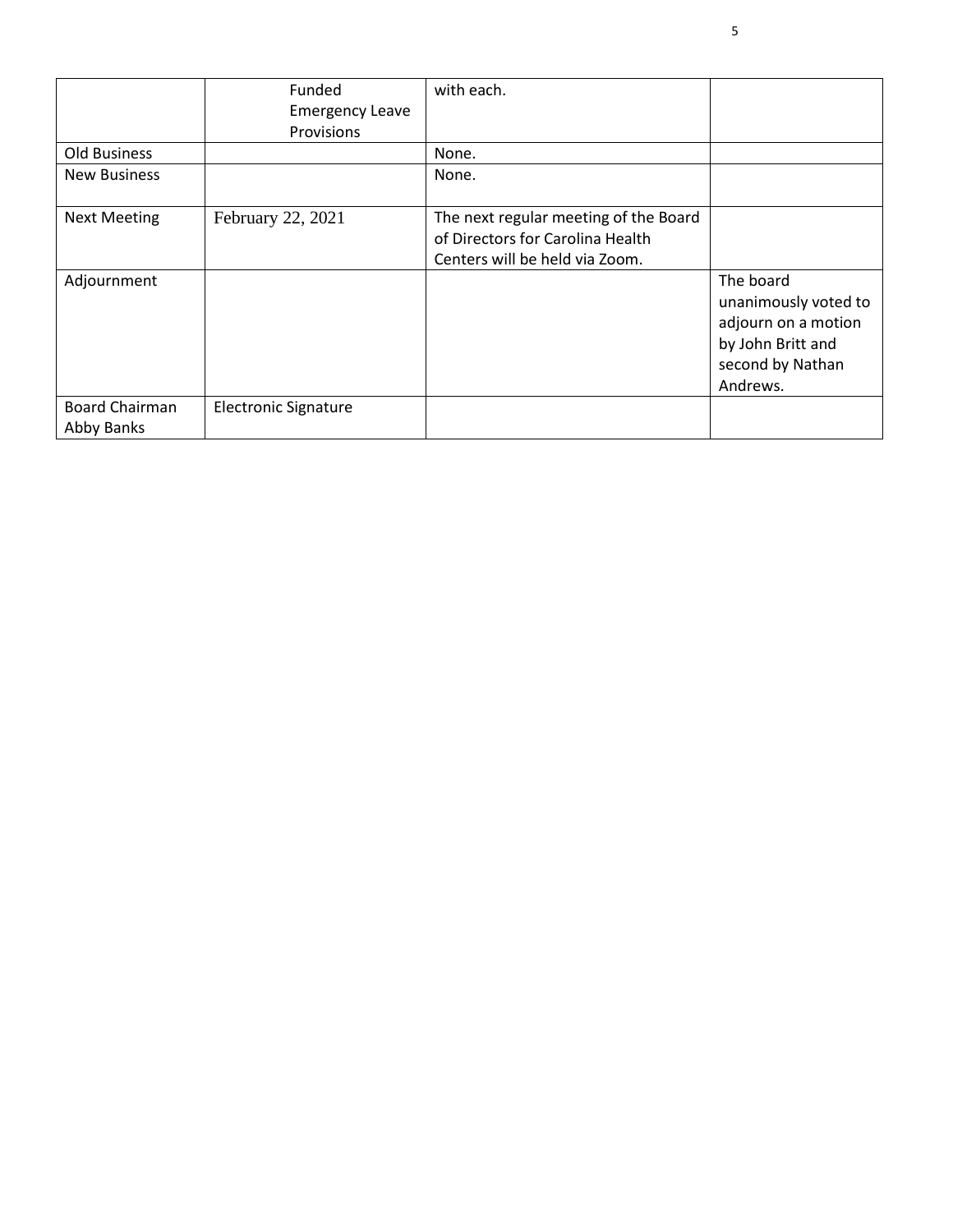| | | | |
|---|---|---|---|
| | Funded Emergency Leave Provisions | with each. | |
| Old Business | | None. | |
| New Business | | None. | |
| Next Meeting | February 22, 2021 | The next regular meeting of the Board of Directors for Carolina Health Centers will be held via Zoom. | |
| Adjournment | | | The board unanimously voted to adjourn on a motion by John Britt and second by Nathan Andrews. |
| Board Chairman Abby Banks | Electronic Signature | | |